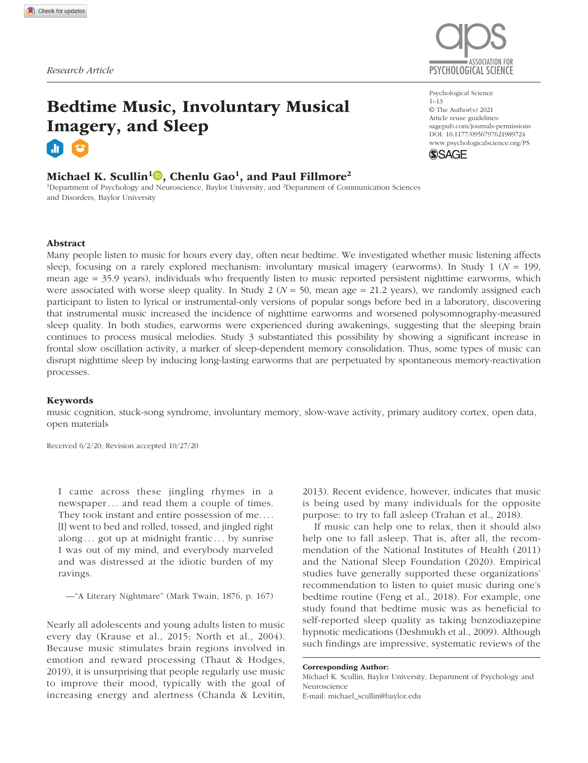Research Article

# Bedtime Music, Involuntary Musical Imagery, and Sleep

**Michael K. Scullin[1], Chenlu Gao[1], and Paul Fillmore[2]**

[1]Department of Psychology and Neuroscience, Baylor University, and [2]Department of Communication Sciences and Disorders, Baylor University

Psychological Science
© The Author(s) 2021
Article reuse guidelines: sagepub.com/journals-permissions
DOI: 10.1177/0956797621989724
www.psychologicalscience.org/PS

## Abstract

Many people listen to music for hours every day, often near bedtime. We investigated whether music listening affects sleep, focusing on a rarely explored mechanism: involuntary musical imagery (earworms). In Study 1 ($N$ = 199, mean age = 35.9 years), individuals who frequently listen to music reported persistent nighttime earworms, which were associated with worse sleep quality. In Study 2 ($N$ = 50, mean age = 21.2 years), we randomly assigned each participant to listen to lyrical or instrumental-only versions of popular songs before bed in a laboratory, discovering that instrumental music increased the incidence of nighttime earworms and worsened polysomnography-measured sleep quality. In both studies, earworms were experienced during awakenings, suggesting that the sleeping brain continues to process musical melodies. Study 3 substantiated this possibility by showing a significant increase in frontal slow oscillation activity, a marker of sleep-dependent memory consolidation. Thus, some types of music can disrupt nighttime sleep by inducing long-lasting earworms that are perpetuated by spontaneous memory-reactivation processes.

## Keywords

music cognition, stuck-song syndrome, involuntary memory, slow-wave activity, primary auditory cortex, open data, open materials

Received 6/2/20; Revision accepted 10/27/20

> I came across these jingling rhymes in a newspaper . . . and read them a couple of times. They took instant and entire possession of me. . . . [I] went to bed and rolled, tossed, and jingled right along . . . got up at midnight frantic . . . by sunrise I was out of my mind, and everybody marveled and was distressed at the idiotic burden of my ravings.
>
> —"A Literary Nightmare" (Mark Twain, 1876, p. 167)

Nearly all adolescents and young adults listen to music every day (Krause et al., 2015; North et al., 2004). Because music stimulates brain regions involved in emotion and reward processing (Thaut & Hodges, 2019), it is unsurprising that people regularly use music to improve their mood, typically with the goal of increasing energy and alertness (Chanda & Levitin, 2013). Recent evidence, however, indicates that music is being used by many individuals for the opposite purpose: to try to fall asleep (Trahan et al., 2018).

If music can help one to relax, then it should also help one to fall asleep. That is, after all, the recommendation of the National Institutes of Health (2011) and the National Sleep Foundation (2020). Empirical studies have generally supported these organizations' recommendation to listen to quiet music during one's bedtime routine (Feng et al., 2018). For example, one study found that bedtime music was as beneficial to self-reported sleep quality as taking benzodiazepine hypnotic medications (Deshmukh et al., 2009). Although such findings are impressive, systematic reviews of the

**Corresponding Author:**
Michael K. Scullin, Baylor University, Department of Psychology and Neuroscience
E-mail: michael_scullin@baylor.edu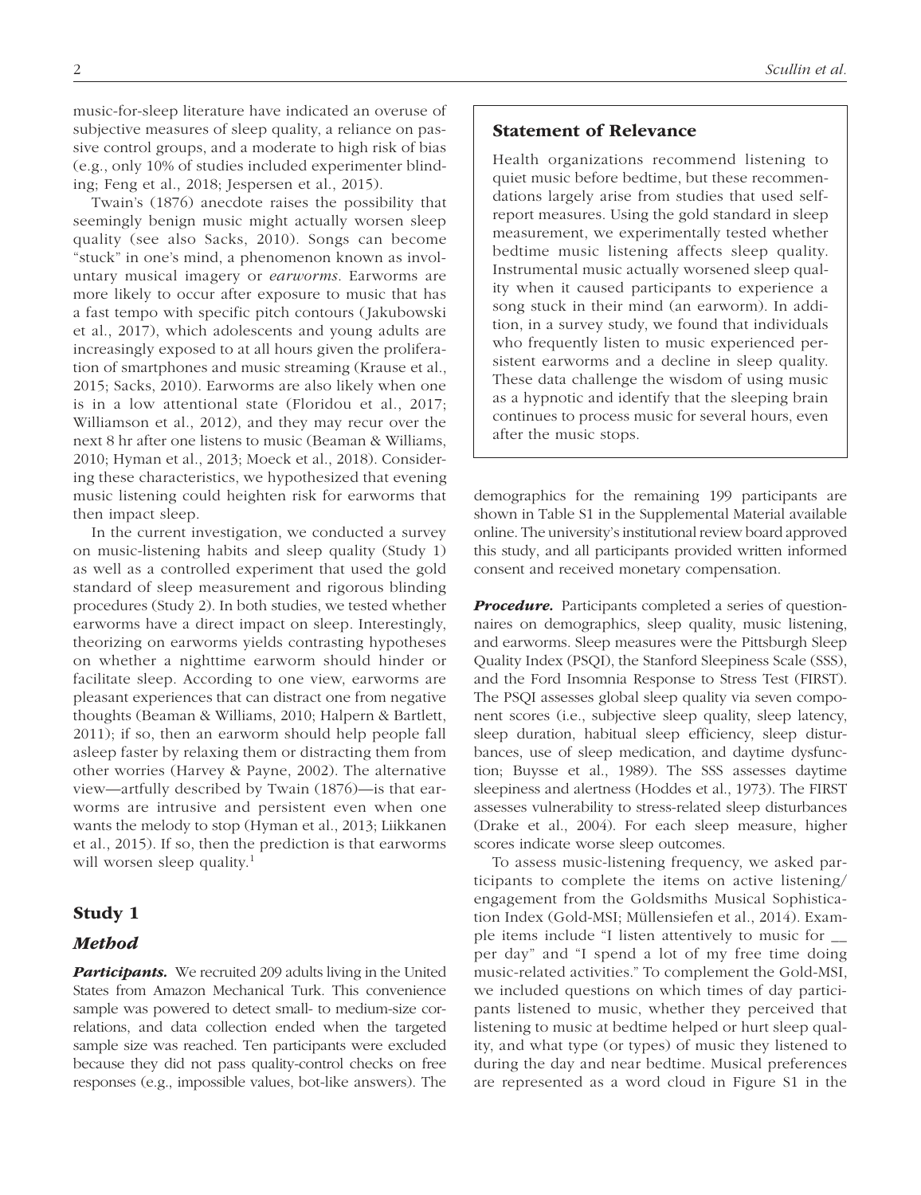music-for-sleep literature have indicated an overuse of subjective measures of sleep quality, a reliance on passive control groups, and a moderate to high risk of bias (e.g., only 10% of studies included experimenter blinding; Feng et al., 2018; Jespersen et al., 2015).

Twain's (1876) anecdote raises the possibility that seemingly benign music might actually worsen sleep quality (see also Sacks, 2010). Songs can become "stuck" in one's mind, a phenomenon known as involuntary musical imagery or *earworms*. Earworms are more likely to occur after exposure to music that has a fast tempo with specific pitch contours (Jakubowski et al., 2017), which adolescents and young adults are increasingly exposed to at all hours given the proliferation of smartphones and music streaming (Krause et al., 2015; Sacks, 2010). Earworms are also likely when one is in a low attentional state (Floridou et al., 2017; Williamson et al., 2012), and they may recur over the next 8 hr after one listens to music (Beaman & Williams, 2010; Hyman et al., 2013; Moeck et al., 2018). Considering these characteristics, we hypothesized that evening music listening could heighten risk for earworms that then impact sleep.

In the current investigation, we conducted a survey on music-listening habits and sleep quality (Study 1) as well as a controlled experiment that used the gold standard of sleep measurement and rigorous blinding procedures (Study 2). In both studies, we tested whether earworms have a direct impact on sleep. Interestingly, theorizing on earworms yields contrasting hypotheses on whether a nighttime earworm should hinder or facilitate sleep. According to one view, earworms are pleasant experiences that can distract one from negative thoughts (Beaman & Williams, 2010; Halpern & Bartlett, 2011); if so, then an earworm should help people fall asleep faster by relaxing them or distracting them from other worries (Harvey & Payne, 2002). The alternative view—artfully described by Twain (1876)—is that earworms are intrusive and persistent even when one wants the melody to stop (Hyman et al., 2013; Liikkanen et al., 2015). If so, then the prediction is that earworms will worsen sleep quality.[1]

## Study 1

### Method

***Participants.*** We recruited 209 adults living in the United States from Amazon Mechanical Turk. This convenience sample was powered to detect small- to medium-size correlations, and data collection ended when the targeted sample size was reached. Ten participants were excluded because they did not pass quality-control checks on free responses (e.g., impossible values, bot-like answers). The demographics for the remaining 199 participants are shown in Table S1 in the Supplemental Material available online. The university's institutional review board approved this study, and all participants provided written informed consent and received monetary compensation.

***Procedure.*** Participants completed a series of questionnaires on demographics, sleep quality, music listening, and earworms. Sleep measures were the Pittsburgh Sleep Quality Index (PSQI), the Stanford Sleepiness Scale (SSS), and the Ford Insomnia Response to Stress Test (FIRST). The PSQI assesses global sleep quality via seven component scores (i.e., subjective sleep quality, sleep latency, sleep duration, habitual sleep efficiency, sleep disturbances, use of sleep medication, and daytime dysfunction; Buysse et al., 1989). The SSS assesses daytime sleepiness and alertness (Hoddes et al., 1973). The FIRST assesses vulnerability to stress-related sleep disturbances (Drake et al., 2004). For each sleep measure, higher scores indicate worse sleep outcomes.

To assess music-listening frequency, we asked participants to complete the items on active listening/engagement from the Goldsmiths Musical Sophistication Index (Gold-MSI; Müllensiefen et al., 2014). Example items include "I listen attentively to music for __ per day" and "I spend a lot of my free time doing music-related activities." To complement the Gold-MSI, we included questions on which times of day participants listened to music, whether they perceived that listening to music at bedtime helped or hurt sleep quality, and what type (or types) of music they listened to during the day and near bedtime. Musical preferences are represented as a word cloud in Figure S1 in the

---

### Statement of Relevance

Health organizations recommend listening to quiet music before bedtime, but these recommendations largely arise from studies that used self-report measures. Using the gold standard in sleep measurement, we experimentally tested whether bedtime music listening affects sleep quality. Instrumental music actually worsened sleep quality when it caused participants to experience a song stuck in their mind (an earworm). In addition, in a survey study, we found that individuals who frequently listen to music experienced persistent earworms and a decline in sleep quality. These data challenge the wisdom of using music as a hypnotic and identify that the sleeping brain continues to process music for several hours, even after the music stops.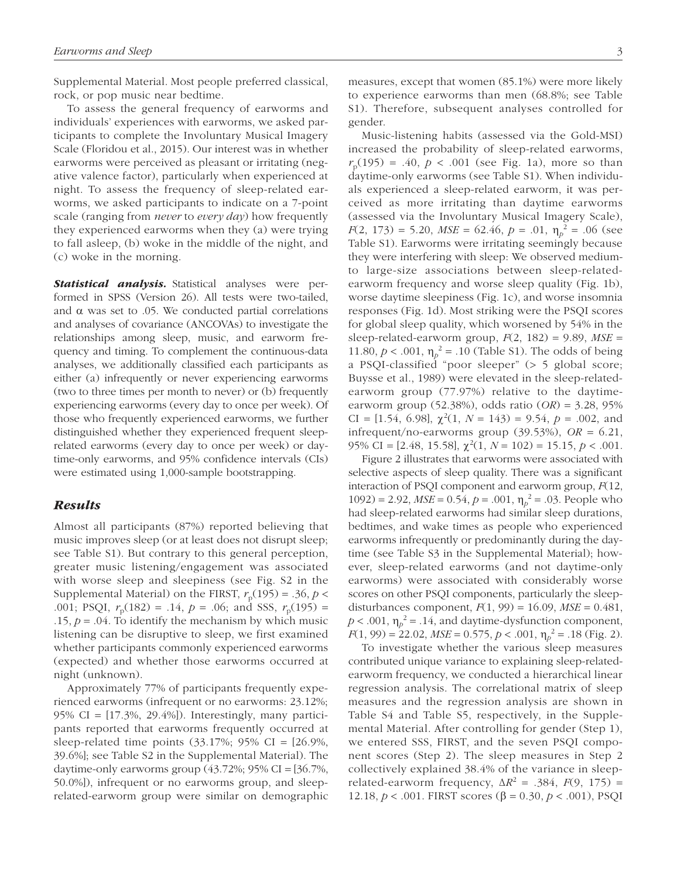Supplemental Material. Most people preferred classical, rock, or pop music near bedtime.

To assess the general frequency of earworms and individuals' experiences with earworms, we asked participants to complete the Involuntary Musical Imagery Scale (Floridou et al., 2015). Our interest was in whether earworms were perceived as pleasant or irritating (negative valence factor), particularly when experienced at night. To assess the frequency of sleep-related earworms, we asked participants to indicate on a 7-point scale (ranging from *never* to *every day*) how frequently they experienced earworms when they (a) were trying to fall asleep, (b) woke in the middle of the night, and (c) woke in the morning.

***Statistical analysis.*** Statistical analyses were performed in SPSS (Version 26). All tests were two-tailed, and $\alpha$ was set to .05. We conducted partial correlations and analyses of covariance (ANCOVAs) to investigate the relationships among sleep, music, and earworm frequency and timing. To complement the continuous-data analyses, we additionally classified each participants as either (a) infrequently or never experiencing earworms (two to three times per month to never) or (b) frequently experiencing earworms (every day to once per week). Of those who frequently experienced earworms, we further distinguished whether they experienced frequent sleep-related earworms (every day to once per week) or daytime-only earworms, and 95% confidence intervals (CIs) were estimated using 1,000-sample bootstrapping.

## Results

Almost all participants (87%) reported believing that music improves sleep (or at least does not disrupt sleep; see Table S1). But contrary to this general perception, greater music listening/engagement was associated with worse sleep and sleepiness (see Fig. S2 in the Supplemental Material) on the FIRST, $r_p(195) = .36$, $p < .001$; PSQI, $r_p(182) = .14$, $p = .06$; and SSS, $r_p(195) = .15$, $p = .04$. To identify the mechanism by which music listening can be disruptive to sleep, we first examined whether participants commonly experienced earworms (expected) and whether those earworms occurred at night (unknown).

Approximately 77% of participants frequently experienced earworms (infrequent or no earworms: 23.12%; 95% CI = [17.3%, 29.4%]). Interestingly, many participants reported that earworms frequently occurred at sleep-related time points (33.17%; 95% CI = [26.9%, 39.6%]; see Table S2 in the Supplemental Material). The daytime-only earworms group (43.72%; 95% CI = [36.7%, 50.0%]), infrequent or no earworms group, and sleep-related-earworm group were similar on demographic measures, except that women (85.1%) were more likely to experience earworms than men (68.8%; see Table S1). Therefore, subsequent analyses controlled for gender.

Music-listening habits (assessed via the Gold-MSI) increased the probability of sleep-related earworms, $r_p(195) = .40$, $p < .001$ (see Fig. 1a), more so than daytime-only earworms (see Table S1). When individuals experienced a sleep-related earworm, it was perceived as more irritating than daytime earworms (assessed via the Involuntary Musical Imagery Scale), $F(2, 173) = 5.20$, $MSE = 62.46$, $p = .01$, $\eta_p^2 = .06$ (see Table S1). Earworms were irritating seemingly because they were interfering with sleep: We observed medium- to large-size associations between sleep-related-earworm frequency and worse sleep quality (Fig. 1b), worse daytime sleepiness (Fig. 1c), and worse insomnia responses (Fig. 1d). Most striking were the PSQI scores for global sleep quality, which worsened by 54% in the sleep-related-earworm group, $F(2, 182) = 9.89$, $MSE = 11.80$, $p < .001$, $\eta_p^2 = .10$ (Table S1). The odds of being a PSQI-classified "poor sleeper" (> 5 global score; Buysse et al., 1989) were elevated in the sleep-related-earworm group (77.97%) relative to the daytime-earworm group (52.38%), odds ratio ($OR$) = 3.28, 95% CI = [1.54, 6.98], $\chi^2(1, N = 143) = 9.54$, $p = .002$, and infrequent/no-earworms group (39.53%), $OR$ = 6.21, 95% CI = [2.48, 15.58], $\chi^2(1, N = 102) = 15.15$, $p < .001$.

Figure 2 illustrates that earworms were associated with selective aspects of sleep quality. There was a significant interaction of PSQI component and earworm group, $F(12, 1092) = 2.92$, $MSE = 0.54$, $p = .001$, $\eta_p^2 = .03$. People who had sleep-related earworms had similar sleep durations, bedtimes, and wake times as people who experienced earworms infrequently or predominantly during the daytime (see Table S3 in the Supplemental Material); however, sleep-related earworms (and not daytime-only earworms) were associated with considerably worse scores on other PSQI components, particularly the sleep-disturbances component, $F(1, 99) = 16.09$, $MSE = 0.481$, $p < .001$, $\eta_p^2 = .14$, and daytime-dysfunction component, $F(1, 99) = 22.02$, $MSE = 0.575$, $p < .001$, $\eta_p^2 = .18$ (Fig. 2).

To investigate whether the various sleep measures contributed unique variance to explaining sleep-related-earworm frequency, we conducted a hierarchical linear regression analysis. The correlational matrix of sleep measures and the regression analysis are shown in Table S4 and Table S5, respectively, in the Supplemental Material. After controlling for gender (Step 1), we entered SSS, FIRST, and the seven PSQI component scores (Step 2). The sleep measures in Step 2 collectively explained 38.4% of the variance in sleep-related-earworm frequency, $\Delta R^2 = .384$, $F(9, 175) = 12.18$, $p < .001$. FIRST scores ($\beta = 0.30$, $p < .001$), PSQI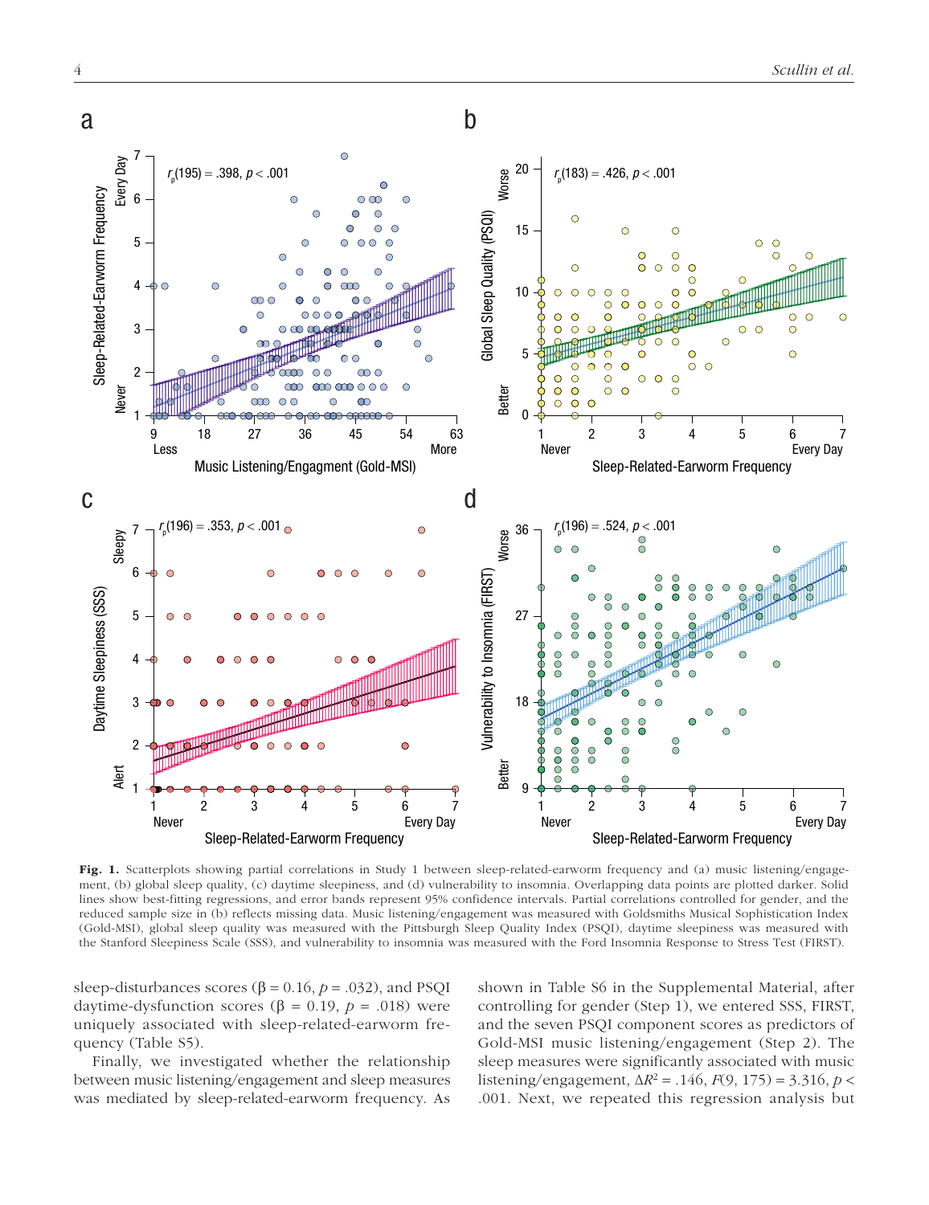**Fig. 1.** Scatterplots showing partial correlations in Study 1 between sleep-related-earworm frequency and (a) music listening/engagement, (b) global sleep quality, (c) daytime sleepiness, and (d) vulnerability to insomnia. Overlapping data points are plotted darker. Solid lines show best-fitting regressions, and error bands represent 95% confidence intervals. Partial correlations controlled for gender, and the reduced sample size in (b) reflects missing data. Music listening/engagement was measured with Goldsmiths Musical Sophistication Index (Gold-MSI), global sleep quality was measured with the Pittsburgh Sleep Quality Index (PSQI), daytime sleepiness was measured with the Stanford Sleepiness Scale (SSS), and vulnerability to insomnia was measured with the Ford Insomnia Response to Stress Test (FIRST).

sleep-disturbances scores ($\beta = 0.16$, $p = .032$), and PSQI daytime-dysfunction scores ($\beta = 0.19$, $p = .018$) were uniquely associated with sleep-related-earworm frequency (Table S5).

Finally, we investigated whether the relationship between music listening/engagement and sleep measures was mediated by sleep-related-earworm frequency. As shown in Table S6 in the Supplemental Material, after controlling for gender (Step 1), we entered SSS, FIRST, and the seven PSQI component scores as predictors of Gold-MSI music listening/engagement (Step 2). The sleep measures were significantly associated with music listening/engagement, $\Delta R^2 = .146$, $F(9, 175) = 3.316$, $p < .001$. Next, we repeated this regression analysis but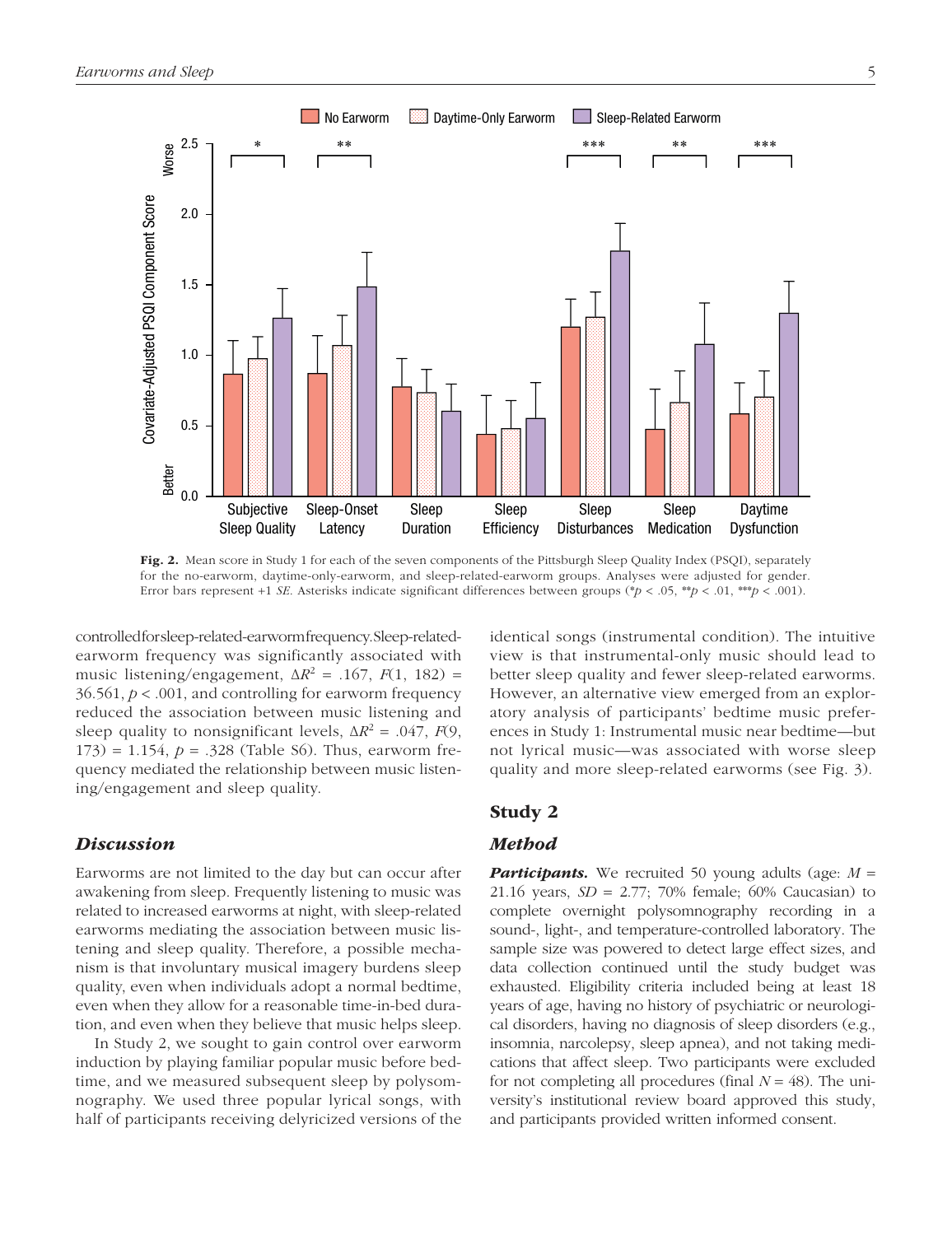Fig. 2. Mean score in Study 1 for each of the seven components of the Pittsburgh Sleep Quality Index (PSQI), separately for the no-earworm, daytime-only-earworm, and sleep-related-earworm groups. Analyses were adjusted for gender. Error bars represent +1 *SE*. Asterisks indicate significant differences between groups (* $p < .05$, ** $p < .01$, *** $p < .001$).

controlled for sleep-related-earworm frequency. Sleep-related-earworm frequency was significantly associated with music listening/engagement, $\Delta R^2 = .167$, $F(1, 182) = 36.561$, $p < .001$, and controlling for earworm frequency reduced the association between music listening and sleep quality to nonsignificant levels, $\Delta R^2 = .047$, $F(9, 173) = 1.154$, $p = .328$ (Table S6). Thus, earworm frequency mediated the relationship between music listening/engagement and sleep quality.

## *Discussion*

Earworms are not limited to the day but can occur after awakening from sleep. Frequently listening to music was related to increased earworms at night, with sleep-related earworms mediating the association between music listening and sleep quality. Therefore, a possible mechanism is that involuntary musical imagery burdens sleep quality, even when individuals adopt a normal bedtime, even when they allow for a reasonable time-in-bed duration, and even when they believe that music helps sleep.

In Study 2, we sought to gain control over earworm induction by playing familiar popular music before bedtime, and we measured subsequent sleep by polysomnography. We used three popular lyrical songs, with half of participants receiving delyricized versions of the identical songs (instrumental condition). The intuitive view is that instrumental-only music should lead to better sleep quality and fewer sleep-related earworms. However, an alternative view emerged from an exploratory analysis of participants' bedtime music preferences in Study 1: Instrumental music near bedtime—but not lyrical music—was associated with worse sleep quality and more sleep-related earworms (see Fig. 3).

# Study 2

## *Method*

***Participants.*** We recruited 50 young adults (age: $M = 21.16$ years, $SD = 2.77$; 70% female; 60% Caucasian) to complete overnight polysomnography recording in a sound-, light-, and temperature-controlled laboratory. The sample size was powered to detect large effect sizes, and data collection continued until the study budget was exhausted. Eligibility criteria included being at least 18 years of age, having no history of psychiatric or neurological disorders, having no diagnosis of sleep disorders (e.g., insomnia, narcolepsy, sleep apnea), and not taking medications that affect sleep. Two participants were excluded for not completing all procedures (final $N = 48$). The university's institutional review board approved this study, and participants provided written informed consent.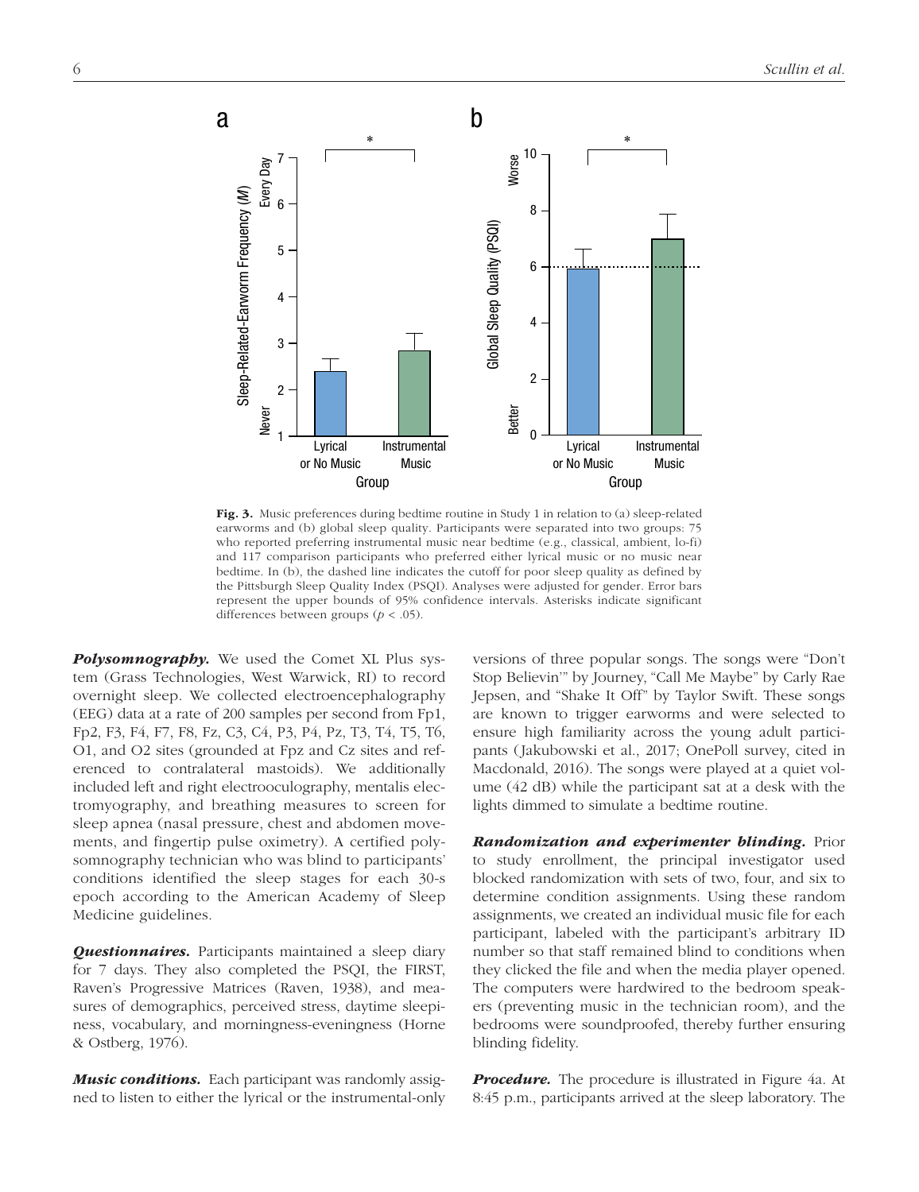**Fig. 3.** Music preferences during bedtime routine in Study 1 in relation to (a) sleep-related earworms and (b) global sleep quality. Participants were separated into two groups: 75 who reported preferring instrumental music near bedtime (e.g., classical, ambient, lo-fi) and 117 comparison participants who preferred either lyrical music or no music near bedtime. In (b), the dashed line indicates the cutoff for poor sleep quality as defined by the Pittsburgh Sleep Quality Index (PSQI). Analyses were adjusted for gender. Error bars represent the upper bounds of 95% confidence intervals. Asterisks indicate significant differences between groups ($p < .05$).

***Polysomnography.*** We used the Comet XL Plus system (Grass Technologies, West Warwick, RI) to record overnight sleep. We collected electroencephalography (EEG) data at a rate of 200 samples per second from Fp1, Fp2, F3, F4, F7, F8, Fz, C3, C4, P3, P4, Pz, T3, T4, T5, T6, O1, and O2 sites (grounded at Fpz and Cz sites and referenced to contralateral mastoids). We additionally included left and right electrooculography, mentalis electromyography, and breathing measures to screen for sleep apnea (nasal pressure, chest and abdomen movements, and fingertip pulse oximetry). A certified polysomnography technician who was blind to participants' conditions identified the sleep stages for each 30-s epoch according to the American Academy of Sleep Medicine guidelines.

***Questionnaires.*** Participants maintained a sleep diary for 7 days. They also completed the PSQI, the FIRST, Raven's Progressive Matrices (Raven, 1938), and measures of demographics, perceived stress, daytime sleepiness, vocabulary, and morningness-eveningness (Horne & Ostberg, 1976).

***Music conditions.*** Each participant was randomly assigned to listen to either the lyrical or the instrumental-only versions of three popular songs. The songs were "Don't Stop Believin'" by Journey, "Call Me Maybe" by Carly Rae Jepsen, and "Shake It Off" by Taylor Swift. These songs are known to trigger earworms and were selected to ensure high familiarity across the young adult participants (Jakubowski et al., 2017; OnePoll survey, cited in Macdonald, 2016). The songs were played at a quiet volume (42 dB) while the participant sat at a desk with the lights dimmed to simulate a bedtime routine.

***Randomization and experimenter blinding.*** Prior to study enrollment, the principal investigator used blocked randomization with sets of two, four, and six to determine condition assignments. Using these random assignments, we created an individual music file for each participant, labeled with the participant's arbitrary ID number so that staff remained blind to conditions when they clicked the file and when the media player opened. The computers were hardwired to the bedroom speakers (preventing music in the technician room), and the bedrooms were soundproofed, thereby further ensuring blinding fidelity.

***Procedure.*** The procedure is illustrated in Figure 4a. At 8:45 p.m., participants arrived at the sleep laboratory. The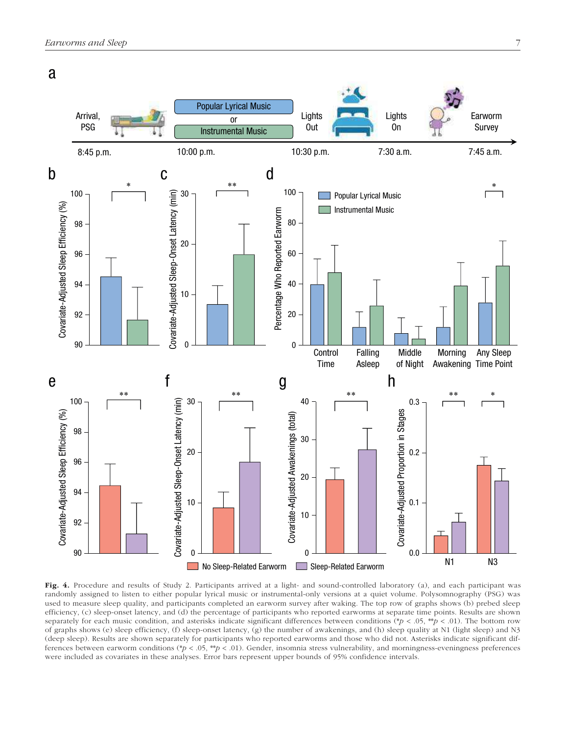**Fig. 4.** Procedure and results of Study 2. Participants arrived at a light- and sound-controlled laboratory (a), and each participant was randomly assigned to listen to either popular lyrical music or instrumental-only versions at a quiet volume. Polysomnography (PSG) was used to measure sleep quality, and participants completed an earworm survey after waking. The top row of graphs shows (b) prebed sleep efficiency, (c) sleep-onset latency, and (d) the percentage of participants who reported earworms at separate time points. Results are shown separately for each music condition, and asterisks indicate significant differences between conditions (* $p < .05$, ** $p < .01$). The bottom row of graphs shows (e) sleep efficiency, (f) sleep-onset latency, (g) the number of awakenings, and (h) sleep quality at N1 (light sleep) and N3 (deep sleep). Results are shown separately for participants who reported earworms and those who did not. Asterisks indicate significant differences between earworm conditions (* $p < .05$, ** $p < .01$). Gender, insomnia stress vulnerability, and morningness-eveningness preferences were included as covariates in these analyses. Error bars represent upper bounds of 95% confidence intervals.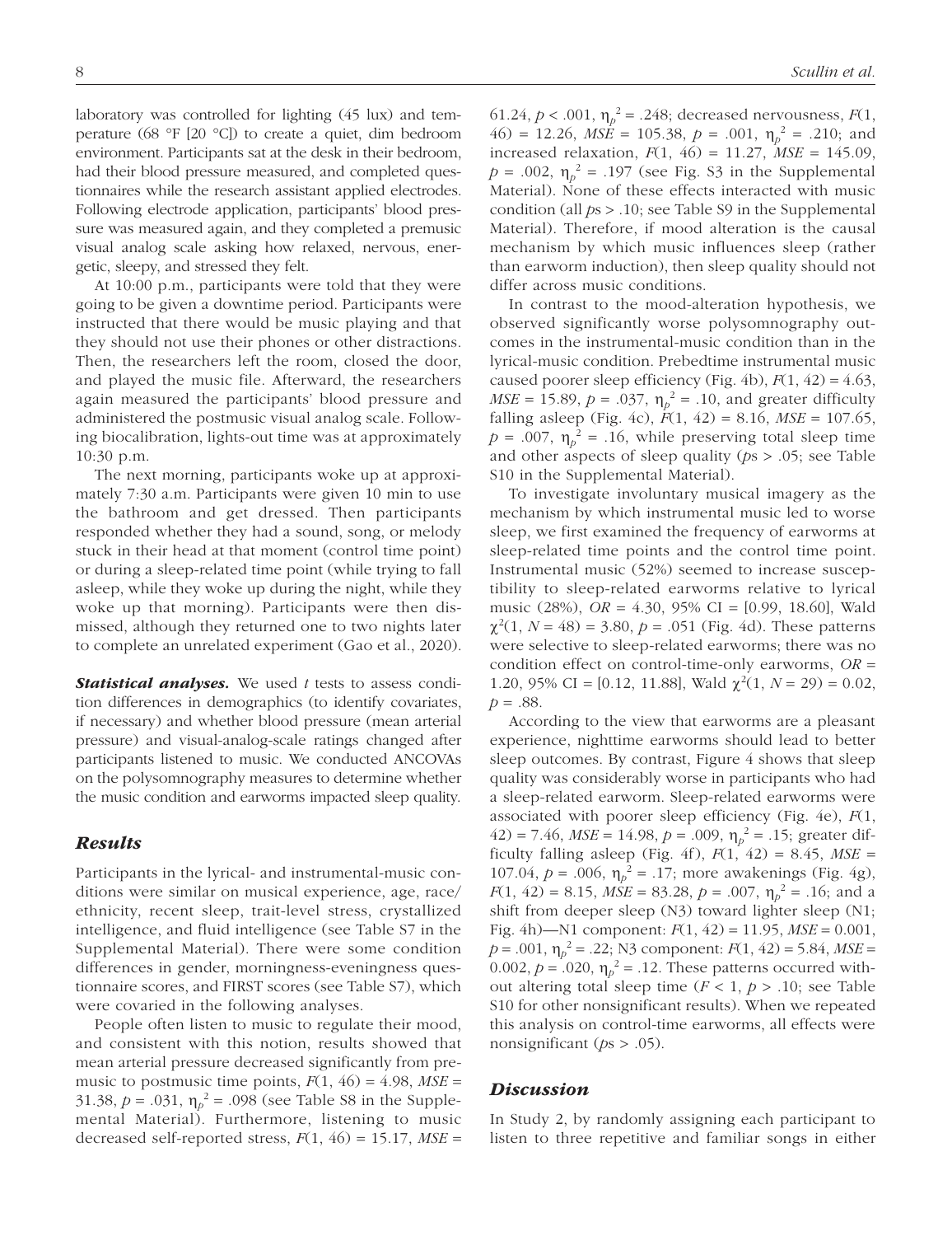laboratory was controlled for lighting (45 lux) and temperature (68 °F [20 °C]) to create a quiet, dim bedroom environment. Participants sat at the desk in their bedroom, had their blood pressure measured, and completed questionnaires while the research assistant applied electrodes. Following electrode application, participants' blood pressure was measured again, and they completed a premusic visual analog scale asking how relaxed, nervous, energetic, sleepy, and stressed they felt.

At 10:00 p.m., participants were told that they were going to be given a downtime period. Participants were instructed that there would be music playing and that they should not use their phones or other distractions. Then, the researchers left the room, closed the door, and played the music file. Afterward, the researchers again measured the participants' blood pressure and administered the postmusic visual analog scale. Following biocalibration, lights-out time was at approximately 10:30 p.m.

The next morning, participants woke up at approximately 7:30 a.m. Participants were given 10 min to use the bathroom and get dressed. Then participants responded whether they had a sound, song, or melody stuck in their head at that moment (control time point) or during a sleep-related time point (while trying to fall asleep, while they woke up during the night, while they woke up that morning). Participants were then dismissed, although they returned one to two nights later to complete an unrelated experiment (Gao et al., 2020).

***Statistical analyses.*** We used *t* tests to assess condition differences in demographics (to identify covariates, if necessary) and whether blood pressure (mean arterial pressure) and visual-analog-scale ratings changed after participants listened to music. We conducted ANCOVAs on the polysomnography measures to determine whether the music condition and earworms impacted sleep quality.

### *Results*

Participants in the lyrical- and instrumental-music conditions were similar on musical experience, age, race/ethnicity, recent sleep, trait-level stress, crystallized intelligence, and fluid intelligence (see Table S7 in the Supplemental Material). There were some condition differences in gender, morningness-eveningness questionnaire scores, and FIRST scores (see Table S7), which were covaried in the following analyses.

People often listen to music to regulate their mood, and consistent with this notion, results showed that mean arterial pressure decreased significantly from premusic to postmusic time points, $F(1, 46) = 4.98$, $MSE = 31.38$, $p = .031$, $\eta_p^2 = .098$ (see Table S8 in the Supplemental Material). Furthermore, listening to music decreased self-reported stress, $F(1, 46) = 15.17$, $MSE = 61.24$, $p < .001$, $\eta_p^2 = .248$; decreased nervousness, $F(1, 46) = 12.26$, $MSE = 105.38$, $p = .001$, $\eta_p^2 = .210$; and increased relaxation, $F(1, 46) = 11.27$, $MSE = 145.09$, $p = .002$, $\eta_p^2 = .197$ (see Fig. S3 in the Supplemental Material). None of these effects interacted with music condition (all $p$s > .10; see Table S9 in the Supplemental Material). Therefore, if mood alteration is the causal mechanism by which music influences sleep (rather than earworm induction), then sleep quality should not differ across music conditions.

In contrast to the mood-alteration hypothesis, we observed significantly worse polysomnography outcomes in the instrumental-music condition than in the lyrical-music condition. Prebedtime instrumental music caused poorer sleep efficiency (Fig. 4b), $F(1, 42) = 4.63$, $MSE = 15.89$, $p = .037$, $\eta_p^2 = .10$, and greater difficulty falling asleep (Fig. 4c), $F(1, 42) = 8.16$, $MSE = 107.65$, $p = .007$, $\eta_p^2 = .16$, while preserving total sleep time and other aspects of sleep quality ($p$s > .05; see Table S10 in the Supplemental Material).

To investigate involuntary musical imagery as the mechanism by which instrumental music led to worse sleep, we first examined the frequency of earworms at sleep-related time points and the control time point. Instrumental music (52%) seemed to increase susceptibility to sleep-related earworms relative to lyrical music (28%), $OR = 4.30$, 95% CI = [0.99, 18.60], Wald $\chi^2(1, N = 48) = 3.80$, $p = .051$ (Fig. 4d). These patterns were selective to sleep-related earworms; there was no condition effect on control-time-only earworms, $OR = 1.20$, 95% CI = [0.12, 11.88], Wald $\chi^2(1, N = 29) = 0.02$, $p = .88$.

According to the view that earworms are a pleasant experience, nighttime earworms should lead to better sleep outcomes. By contrast, Figure 4 shows that sleep quality was considerably worse in participants who had a sleep-related earworm. Sleep-related earworms were associated with poorer sleep efficiency (Fig. 4e), $F(1, 42) = 7.46$, $MSE = 14.98$, $p = .009$, $\eta_p^2 = .15$; greater difficulty falling asleep (Fig. 4f), $F(1, 42) = 8.45$, $MSE = 107.04$, $p = .006$, $\eta_p^2 = .17$; more awakenings (Fig. 4g), $F(1, 42) = 8.15$, $MSE = 83.28$, $p = .007$, $\eta_p^2 = .16$; and a shift from deeper sleep (N3) toward lighter sleep (N1; Fig. 4h)—N1 component: $F(1, 42) = 11.95$, $MSE = 0.001$, $p = .001$, $\eta_p^2 = .22$; N3 component: $F(1, 42) = 5.84$, $MSE = 0.002$, $p = .020$, $\eta_p^2 = .12$. These patterns occurred without altering total sleep time ($F < 1$, $p > .10$; see Table S10 for other nonsignificant results). When we repeated this analysis on control-time earworms, all effects were nonsignificant ($p$s > .05).

### *Discussion*

In Study 2, by randomly assigning each participant to listen to three repetitive and familiar songs in either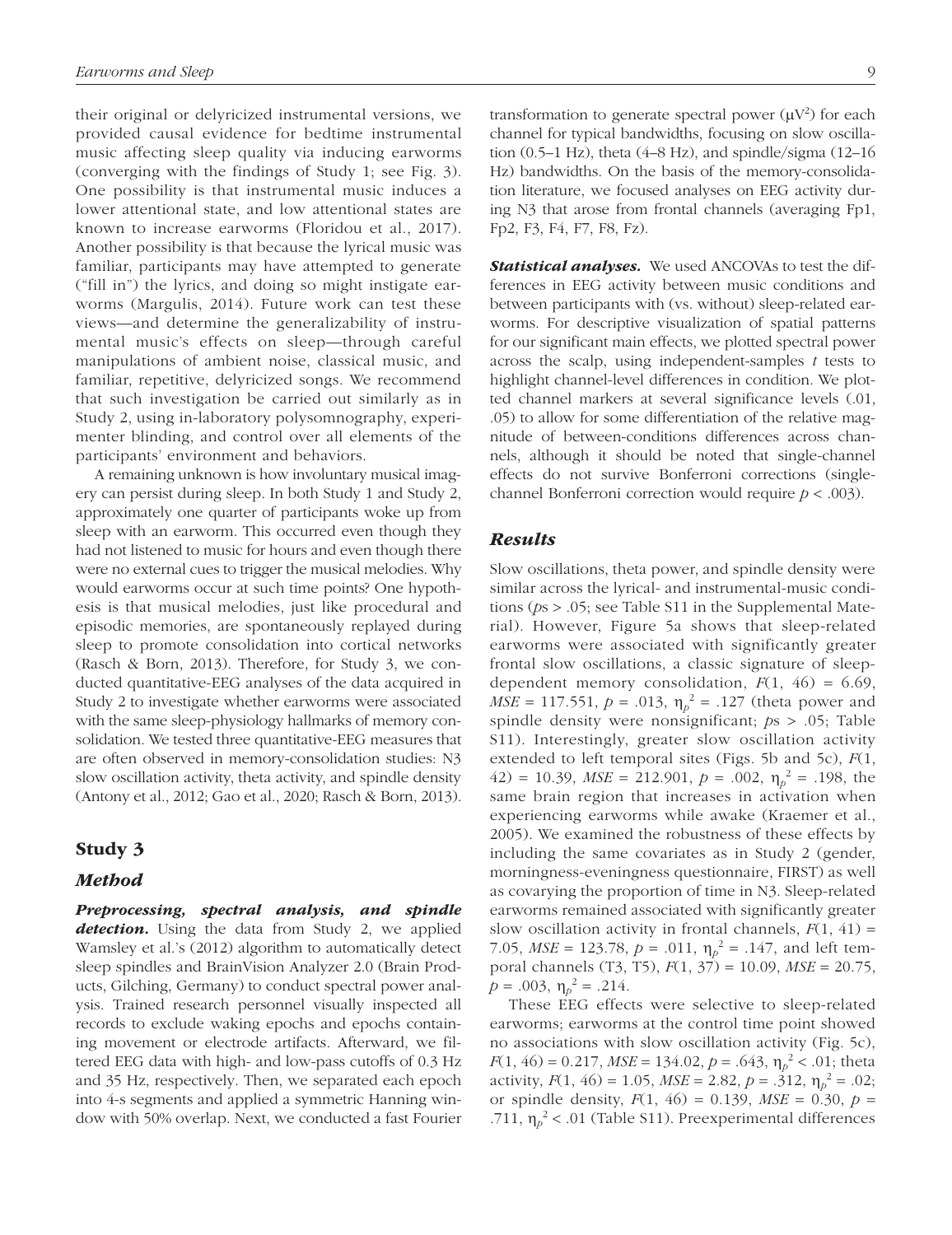their original or delyricized instrumental versions, we provided causal evidence for bedtime instrumental music affecting sleep quality via inducing earworms (converging with the findings of Study 1; see Fig. 3). One possibility is that instrumental music induces a lower attentional state, and low attentional states are known to increase earworms (Floridou et al., 2017). Another possibility is that because the lyrical music was familiar, participants may have attempted to generate ("fill in") the lyrics, and doing so might instigate earworms (Margulis, 2014). Future work can test these views—and determine the generalizability of instrumental music's effects on sleep—through careful manipulations of ambient noise, classical music, and familiar, repetitive, delyricized songs. We recommend that such investigation be carried out similarly as in Study 2, using in-laboratory polysomnography, experimenter blinding, and control over all elements of the participants' environment and behaviors.

A remaining unknown is how involuntary musical imagery can persist during sleep. In both Study 1 and Study 2, approximately one quarter of participants woke up from sleep with an earworm. This occurred even though they had not listened to music for hours and even though there were no external cues to trigger the musical melodies. Why would earworms occur at such time points? One hypothesis is that musical melodies, just like procedural and episodic memories, are spontaneously replayed during sleep to promote consolidation into cortical networks (Rasch & Born, 2013). Therefore, for Study 3, we conducted quantitative-EEG analyses of the data acquired in Study 2 to investigate whether earworms were associated with the same sleep-physiology hallmarks of memory consolidation. We tested three quantitative-EEG measures that are often observed in memory-consolidation studies: N3 slow oscillation activity, theta activity, and spindle density (Antony et al., 2012; Gao et al., 2020; Rasch & Born, 2013).

## Study 3

### Method

***Preprocessing, spectral analysis, and spindle detection.*** Using the data from Study 2, we applied Wamsley et al.'s (2012) algorithm to automatically detect sleep spindles and BrainVision Analyzer 2.0 (Brain Products, Gilching, Germany) to conduct spectral power analysis. Trained research personnel visually inspected all records to exclude waking epochs and epochs containing movement or electrode artifacts. Afterward, we filtered EEG data with high- and low-pass cutoffs of 0.3 Hz and 35 Hz, respectively. Then, we separated each epoch into 4-s segments and applied a symmetric Hanning window with 50% overlap. Next, we conducted a fast Fourier transformation to generate spectral power ($\mu V^2$) for each channel for typical bandwidths, focusing on slow oscillation (0.5–1 Hz), theta (4–8 Hz), and spindle/sigma (12–16 Hz) bandwidths. On the basis of the memory-consolidation literature, we focused analyses on EEG activity during N3 that arose from frontal channels (averaging Fp1, Fp2, F3, F4, F7, F8, Fz).

***Statistical analyses.*** We used ANCOVAs to test the differences in EEG activity between music conditions and between participants with (vs. without) sleep-related earworms. For descriptive visualization of spatial patterns for our significant main effects, we plotted spectral power across the scalp, using independent-samples *t* tests to highlight channel-level differences in condition. We plotted channel markers at several significance levels (.01, .05) to allow for some differentiation of the relative magnitude of between-conditions differences across channels, although it should be noted that single-channel effects do not survive Bonferroni corrections (single-channel Bonferroni correction would require $p < .003$).

### Results

Slow oscillations, theta power, and spindle density were similar across the lyrical- and instrumental-music conditions ($p$s > .05; see Table S11 in the Supplemental Material). However, Figure 5a shows that sleep-related earworms were associated with significantly greater frontal slow oscillations, a classic signature of sleep-dependent memory consolidation, $F(1, 46) = 6.69$, $MSE = 117.551$, $p = .013$, $\eta_p^2 = .127$ (theta power and spindle density were nonsignificant; $p$s > .05; Table S11). Interestingly, greater slow oscillation activity extended to left temporal sites (Figs. 5b and 5c), $F(1, 42) = 10.39$, $MSE = 212.901$, $p = .002$, $\eta_p^2 = .198$, the same brain region that increases in activation when experiencing earworms while awake (Kraemer et al., 2005). We examined the robustness of these effects by including the same covariates as in Study 2 (gender, morningness-eveningness questionnaire, FIRST) as well as covarying the proportion of time in N3. Sleep-related earworms remained associated with significantly greater slow oscillation activity in frontal channels, $F(1, 41) = 7.05$, $MSE = 123.78$, $p = .011$, $\eta_p^2 = .147$, and left temporal channels (T3, T5), $F(1, 37) = 10.09$, $MSE = 20.75$, $p = .003$, $\eta_p^2 = .214$.

These EEG effects were selective to sleep-related earworms; earworms at the control time point showed no associations with slow oscillation activity (Fig. 5c), $F(1, 46) = 0.217$, $MSE = 134.02$, $p = .643$, $\eta_p^2 < .01$; theta activity, $F(1, 46) = 1.05$, $MSE = 2.82$, $p = .312$, $\eta_p^2 = .02$; or spindle density, $F(1, 46) = 0.139$, $MSE = 0.30$, $p = .711$, $\eta_p^2 < .01$ (Table S11). Preexperimental differences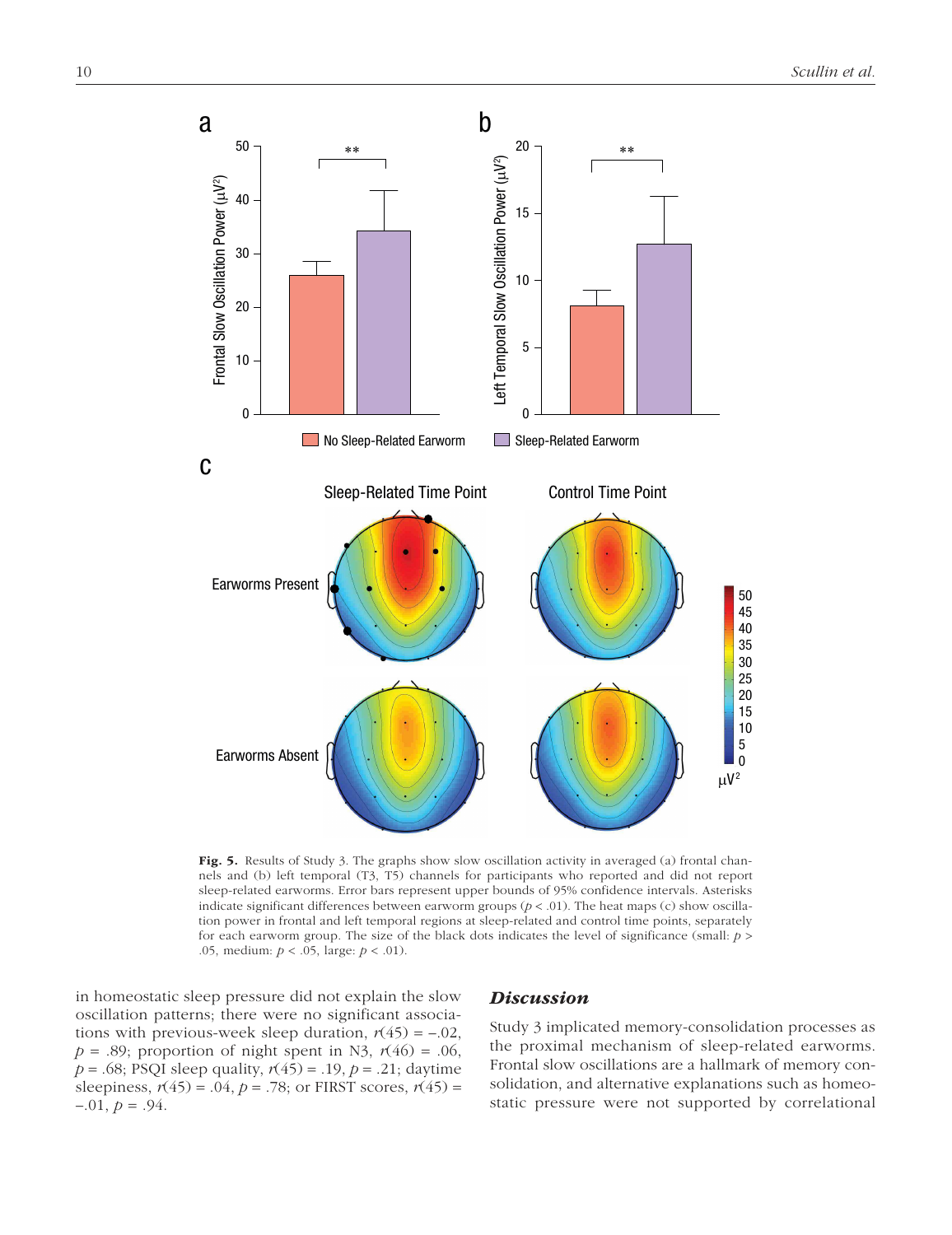**Fig. 5.** Results of Study 3. The graphs show slow oscillation activity in averaged (a) frontal channels and (b) left temporal (T3, T5) channels for participants who reported and did not report sleep-related earworms. Error bars represent upper bounds of 95% confidence intervals. Asterisks indicate significant differences between earworm groups ($p < .01$). The heat maps (c) show oscillation power in frontal and left temporal regions at sleep-related and control time points, separately for each earworm group. The size of the black dots indicates the level of significance (small: $p > .05$, medium: $p < .05$, large: $p < .01$).

in homeostatic sleep pressure did not explain the slow oscillation patterns; there were no significant associations with previous-week sleep duration, $r(45) = -.02$, $p = .89$; proportion of night spent in N3, $r(46) = .06$, $p = .68$; PSQI sleep quality, $r(45) = .19$, $p = .21$; daytime sleepiness, $r(45) = .04$, $p = .78$; or FIRST scores, $r(45) = -.01$, $p = .94$.

## *Discussion*

Study 3 implicated memory-consolidation processes as the proximal mechanism of sleep-related earworms. Frontal slow oscillations are a hallmark of memory consolidation, and alternative explanations such as homeostatic pressure were not supported by correlational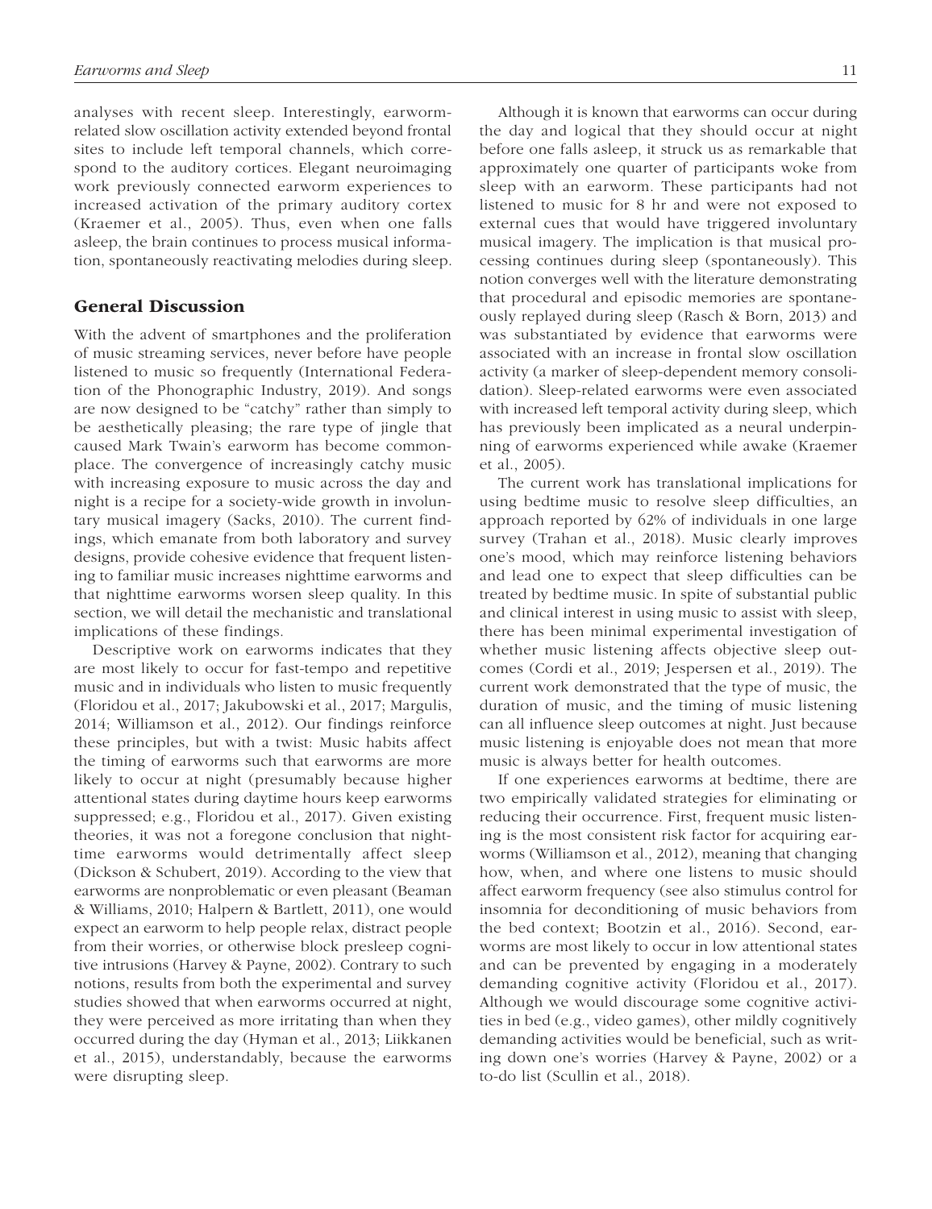analyses with recent sleep. Interestingly, earworm-related slow oscillation activity extended beyond frontal sites to include left temporal channels, which correspond to the auditory cortices. Elegant neuroimaging work previously connected earworm experiences to increased activation of the primary auditory cortex (Kraemer et al., 2005). Thus, even when one falls asleep, the brain continues to process musical information, spontaneously reactivating melodies during sleep.

## General Discussion

With the advent of smartphones and the proliferation of music streaming services, never before have people listened to music so frequently (International Federation of the Phonographic Industry, 2019). And songs are now designed to be "catchy" rather than simply to be aesthetically pleasing; the rare type of jingle that caused Mark Twain's earworm has become commonplace. The convergence of increasingly catchy music with increasing exposure to music across the day and night is a recipe for a society-wide growth in involuntary musical imagery (Sacks, 2010). The current findings, which emanate from both laboratory and survey designs, provide cohesive evidence that frequent listening to familiar music increases nighttime earworms and that nighttime earworms worsen sleep quality. In this section, we will detail the mechanistic and translational implications of these findings.

Descriptive work on earworms indicates that they are most likely to occur for fast-tempo and repetitive music and in individuals who listen to music frequently (Floridou et al., 2017; Jakubowski et al., 2017; Margulis, 2014; Williamson et al., 2012). Our findings reinforce these principles, but with a twist: Music habits affect the timing of earworms such that earworms are more likely to occur at night (presumably because higher attentional states during daytime hours keep earworms suppressed; e.g., Floridou et al., 2017). Given existing theories, it was not a foregone conclusion that nighttime earworms would detrimentally affect sleep (Dickson & Schubert, 2019). According to the view that earworms are nonproblematic or even pleasant (Beaman & Williams, 2010; Halpern & Bartlett, 2011), one would expect an earworm to help people relax, distract people from their worries, or otherwise block presleep cognitive intrusions (Harvey & Payne, 2002). Contrary to such notions, results from both the experimental and survey studies showed that when earworms occurred at night, they were perceived as more irritating than when they occurred during the day (Hyman et al., 2013; Liikkanen et al., 2015), understandably, because the earworms were disrupting sleep.

Although it is known that earworms can occur during the day and logical that they should occur at night before one falls asleep, it struck us as remarkable that approximately one quarter of participants woke from sleep with an earworm. These participants had not listened to music for 8 hr and were not exposed to external cues that would have triggered involuntary musical imagery. The implication is that musical processing continues during sleep (spontaneously). This notion converges well with the literature demonstrating that procedural and episodic memories are spontaneously replayed during sleep (Rasch & Born, 2013) and was substantiated by evidence that earworms were associated with an increase in frontal slow oscillation activity (a marker of sleep-dependent memory consolidation). Sleep-related earworms were even associated with increased left temporal activity during sleep, which has previously been implicated as a neural underpinning of earworms experienced while awake (Kraemer et al., 2005).

The current work has translational implications for using bedtime music to resolve sleep difficulties, an approach reported by 62% of individuals in one large survey (Trahan et al., 2018). Music clearly improves one's mood, which may reinforce listening behaviors and lead one to expect that sleep difficulties can be treated by bedtime music. In spite of substantial public and clinical interest in using music to assist with sleep, there has been minimal experimental investigation of whether music listening affects objective sleep outcomes (Cordi et al., 2019; Jespersen et al., 2019). The current work demonstrated that the type of music, the duration of music, and the timing of music listening can all influence sleep outcomes at night. Just because music listening is enjoyable does not mean that more music is always better for health outcomes.

If one experiences earworms at bedtime, there are two empirically validated strategies for eliminating or reducing their occurrence. First, frequent music listening is the most consistent risk factor for acquiring earworms (Williamson et al., 2012), meaning that changing how, when, and where one listens to music should affect earworm frequency (see also stimulus control for insomnia for deconditioning of music behaviors from the bed context; Bootzin et al., 2016). Second, earworms are most likely to occur in low attentional states and can be prevented by engaging in a moderately demanding cognitive activity (Floridou et al., 2017). Although we would discourage some cognitive activities in bed (e.g., video games), other mildly cognitively demanding activities would be beneficial, such as writing down one's worries (Harvey & Payne, 2002) or a to-do list (Scullin et al., 2018).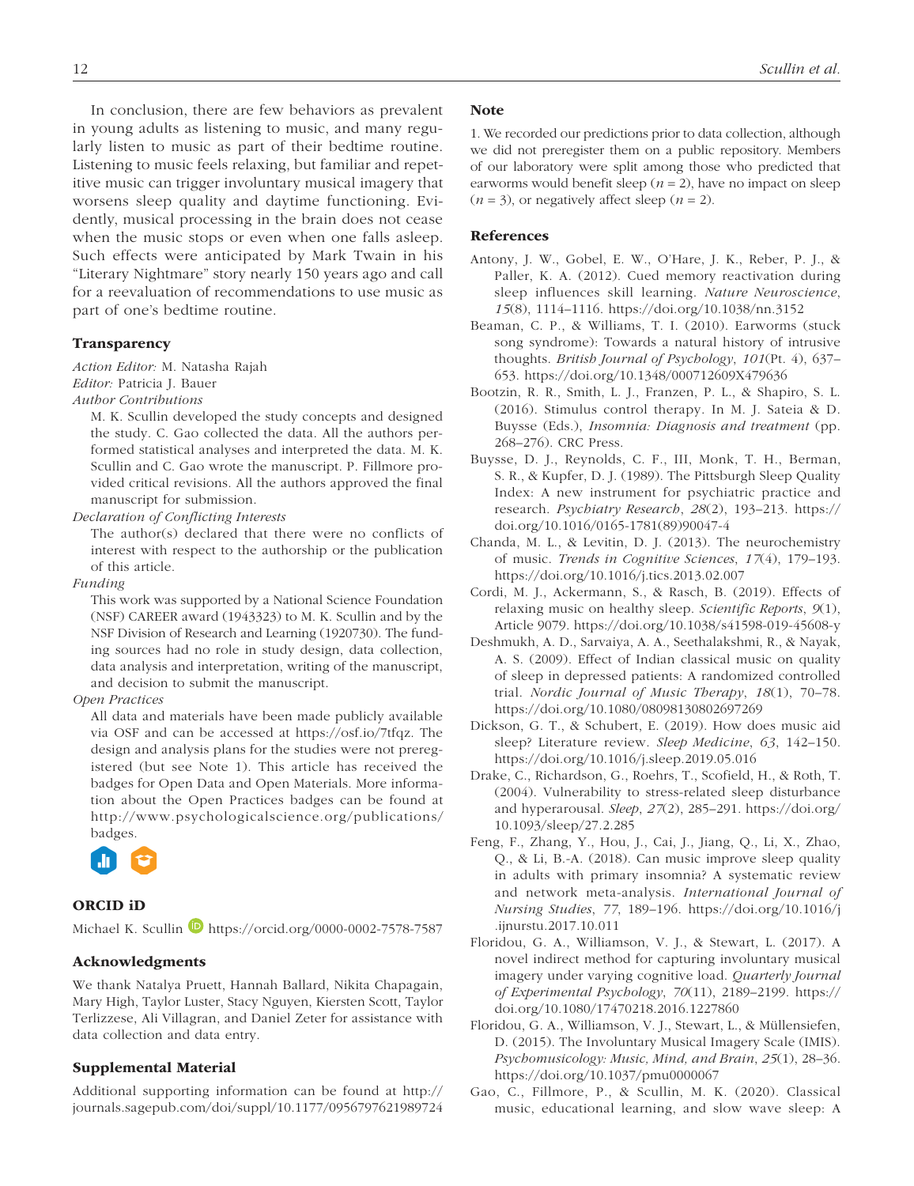In conclusion, there are few behaviors as prevalent in young adults as listening to music, and many regularly listen to music as part of their bedtime routine. Listening to music feels relaxing, but familiar and repetitive music can trigger involuntary musical imagery that worsens sleep quality and daytime functioning. Evidently, musical processing in the brain does not cease when the music stops or even when one falls asleep. Such effects were anticipated by Mark Twain in his "Literary Nightmare" story nearly 150 years ago and call for a reevaluation of recommendations to use music as part of one's bedtime routine.

### Transparency

*Action Editor:* M. Natasha Rajah
*Editor:* Patricia J. Bauer
*Author Contributions*

M. K. Scullin developed the study concepts and designed the study. C. Gao collected the data. All the authors performed statistical analyses and interpreted the data. M. K. Scullin and C. Gao wrote the manuscript. P. Fillmore provided critical revisions. All the authors approved the final manuscript for submission.

*Declaration of Conflicting Interests*

The author(s) declared that there were no conflicts of interest with respect to the authorship or the publication of this article.

*Funding*

This work was supported by a National Science Foundation (NSF) CAREER award (1943323) to M. K. Scullin and by the NSF Division of Research and Learning (1920730). The funding sources had no role in study design, data collection, data analysis and interpretation, writing of the manuscript, and decision to submit the manuscript.

*Open Practices*

All data and materials have been made publicly available via OSF and can be accessed at https://osf.io/7tfqz. The design and analysis plans for the studies were not preregistered (but see Note 1). This article has received the badges for Open Data and Open Materials. More information about the Open Practices badges can be found at http://www.psychologicalscience.org/publications/badges.

### ORCID iD

Michael K. Scullin https://orcid.org/0000-0002-7578-7587

### Acknowledgments

We thank Natalya Pruett, Hannah Ballard, Nikita Chapagain, Mary High, Taylor Luster, Stacy Nguyen, Kiersten Scott, Taylor Terlizzese, Ali Villagran, and Daniel Zeter for assistance with data collection and data entry.

### Supplemental Material

Additional supporting information can be found at http://journals.sagepub.com/doi/suppl/10.1177/0956797621989724

### Note

1. We recorded our predictions prior to data collection, although we did not preregister them on a public repository. Members of our laboratory were split among those who predicted that earworms would benefit sleep ($n = 2$), have no impact on sleep ($n = 3$), or negatively affect sleep ($n = 2$).

### References

Antony, J. W., Gobel, E. W., O'Hare, J. K., Reber, P. J., & Paller, K. A. (2012). Cued memory reactivation during sleep influences skill learning. *Nature Neuroscience*, *15*(8), 1114–1116. https://doi.org/10.1038/nn.3152

Beaman, C. P., & Williams, T. I. (2010). Earworms (stuck song syndrome): Towards a natural history of intrusive thoughts. *British Journal of Psychology*, *101*(Pt. 4), 637–653. https://doi.org/10.1348/000712609X479636

Bootzin, R. R., Smith, L. J., Franzen, P. L., & Shapiro, S. L. (2016). Stimulus control therapy. In M. J. Sateia & D. Buysse (Eds.), *Insomnia: Diagnosis and treatment* (pp. 268–276). CRC Press.

Buysse, D. J., Reynolds, C. F., III, Monk, T. H., Berman, S. R., & Kupfer, D. J. (1989). The Pittsburgh Sleep Quality Index: A new instrument for psychiatric practice and research. *Psychiatry Research*, *28*(2), 193–213. https://doi.org/10.1016/0165-1781(89)90047-4

Chanda, M. L., & Levitin, D. J. (2013). The neurochemistry of music. *Trends in Cognitive Sciences*, *17*(4), 179–193. https://doi.org/10.1016/j.tics.2013.02.007

Cordi, M. J., Ackermann, S., & Rasch, B. (2019). Effects of relaxing music on healthy sleep. *Scientific Reports*, *9*(1), Article 9079. https://doi.org/10.1038/s41598-019-45608-y

Deshmukh, A. D., Sarvaiya, A. A., Seethalakshmi, R., & Nayak, A. S. (2009). Effect of Indian classical music on quality of sleep in depressed patients: A randomized controlled trial. *Nordic Journal of Music Therapy*, *18*(1), 70–78. https://doi.org/10.1080/08098130802697269

Dickson, G. T., & Schubert, E. (2019). How does music aid sleep? Literature review. *Sleep Medicine*, *63*, 142–150. https://doi.org/10.1016/j.sleep.2019.05.016

Drake, C., Richardson, G., Roehrs, T., Scofield, H., & Roth, T. (2004). Vulnerability to stress-related sleep disturbance and hyperarousal. *Sleep*, *27*(2), 285–291. https://doi.org/10.1093/sleep/27.2.285

Feng, F., Zhang, Y., Hou, J., Cai, J., Jiang, Q., Li, X., Zhao, Q., & Li, B.-A. (2018). Can music improve sleep quality in adults with primary insomnia? A systematic review and network meta-analysis. *International Journal of Nursing Studies*, *77*, 189–196. https://doi.org/10.1016/j.ijnurstu.2017.10.011

Floridou, G. A., Williamson, V. J., & Stewart, L. (2017). A novel indirect method for capturing involuntary musical imagery under varying cognitive load. *Quarterly Journal of Experimental Psychology*, *70*(11), 2189–2199. https://doi.org/10.1080/17470218.2016.1227860

Floridou, G. A., Williamson, V. J., Stewart, L., & Müllensiefen, D. (2015). The Involuntary Musical Imagery Scale (IMIS). *Psychomusicology: Music, Mind, and Brain*, *25*(1), 28–36. https://doi.org/10.1037/pmu0000067

Gao, C., Fillmore, P., & Scullin, M. K. (2020). Classical music, educational learning, and slow wave sleep: A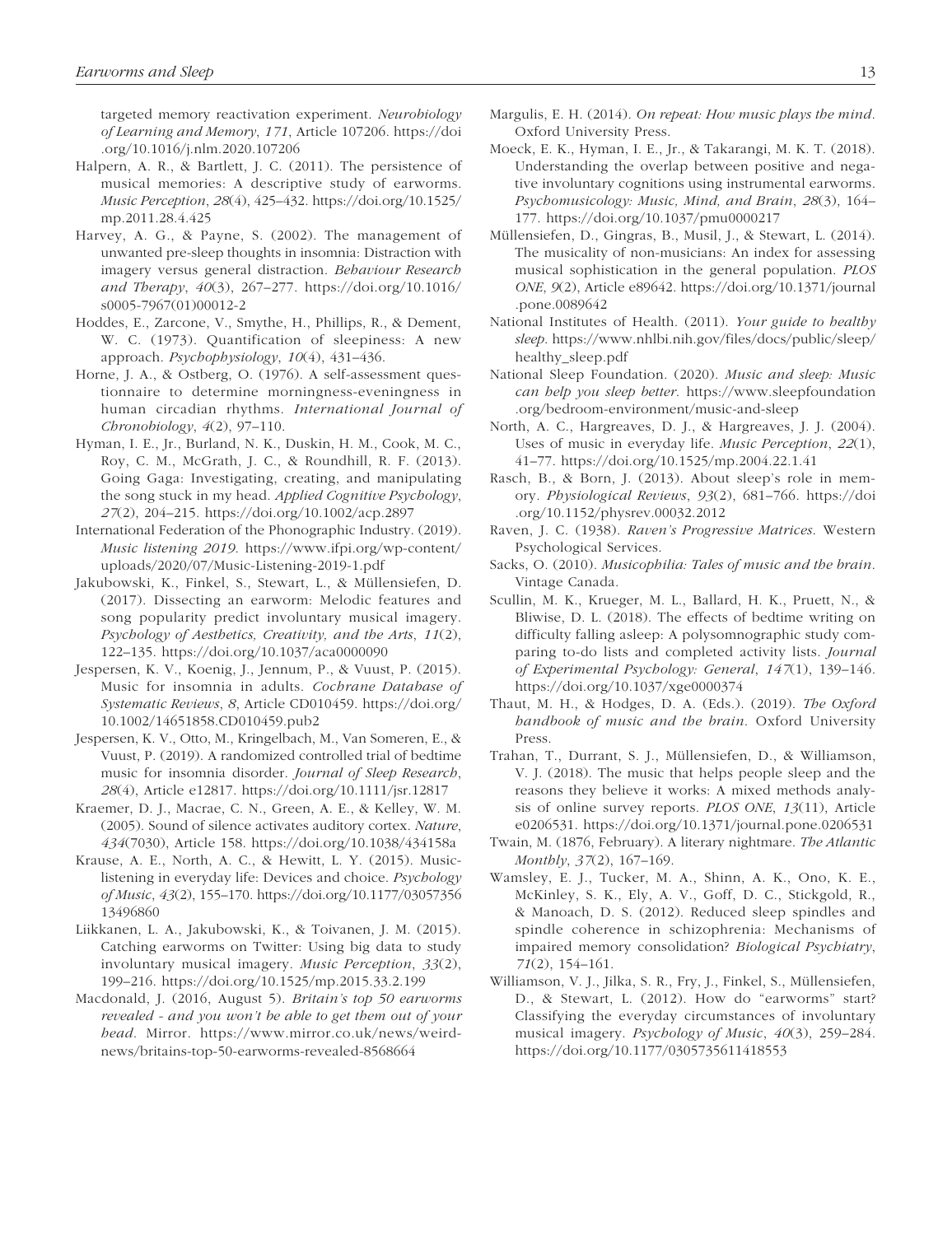targeted memory reactivation experiment. *Neurobiology of Learning and Memory*, *171*, Article 107206. https://doi.org/10.1016/j.nlm.2020.107206

Halpern, A. R., & Bartlett, J. C. (2011). The persistence of musical memories: A descriptive study of earworms. *Music Perception*, *28*(4), 425–432. https://doi.org/10.1525/mp.2011.28.4.425

Harvey, A. G., & Payne, S. (2002). The management of unwanted pre-sleep thoughts in insomnia: Distraction with imagery versus general distraction. *Behaviour Research and Therapy*, *40*(3), 267–277. https://doi.org/10.1016/s0005-7967(01)00012-2

Hoddes, E., Zarcone, V., Smythe, H., Phillips, R., & Dement, W. C. (1973). Quantification of sleepiness: A new approach. *Psychophysiology*, *10*(4), 431–436.

Horne, J. A., & Ostberg, O. (1976). A self-assessment questionnaire to determine morningness-eveningness in human circadian rhythms. *International Journal of Chronobiology*, *4*(2), 97–110.

Hyman, I. E., Jr., Burland, N. K., Duskin, H. M., Cook, M. C., Roy, C. M., McGrath, J. C., & Roundhill, R. F. (2013). Going Gaga: Investigating, creating, and manipulating the song stuck in my head. *Applied Cognitive Psychology*, *27*(2), 204–215. https://doi.org/10.1002/acp.2897

International Federation of the Phonographic Industry. (2019). *Music listening 2019*. https://www.ifpi.org/wp-content/uploads/2020/07/Music-Listening-2019-1.pdf

Jakubowski, K., Finkel, S., Stewart, L., & Müllensiefen, D. (2017). Dissecting an earworm: Melodic features and song popularity predict involuntary musical imagery. *Psychology of Aesthetics, Creativity, and the Arts*, *11*(2), 122–135. https://doi.org/10.1037/aca0000090

Jespersen, K. V., Koenig, J., Jennum, P., & Vuust, P. (2015). Music for insomnia in adults. *Cochrane Database of Systematic Reviews*, *8*, Article CD010459. https://doi.org/10.1002/14651858.CD010459.pub2

Jespersen, K. V., Otto, M., Kringelbach, M., Van Someren, E., & Vuust, P. (2019). A randomized controlled trial of bedtime music for insomnia disorder. *Journal of Sleep Research*, *28*(4), Article e12817. https://doi.org/10.1111/jsr.12817

Kraemer, D. J., Macrae, C. N., Green, A. E., & Kelley, W. M. (2005). Sound of silence activates auditory cortex. *Nature*, *434*(7030), Article 158. https://doi.org/10.1038/434158a

Krause, A. E., North, A. C., & Hewitt, L. Y. (2015). Music-listening in everyday life: Devices and choice. *Psychology of Music*, *43*(2), 155–170. https://doi.org/10.1177/0305735613496860

Liikkanen, L. A., Jakubowski, K., & Toivanen, J. M. (2015). Catching earworms on Twitter: Using big data to study involuntary musical imagery. *Music Perception*, *33*(2), 199–216. https://doi.org/10.1525/mp.2015.33.2.199

Macdonald, J. (2016, August 5). *Britain's top 50 earworms revealed - and you won't be able to get them out of your head.* Mirror. https://www.mirror.co.uk/news/weird-news/britains-top-50-earworms-revealed-8568664

Margulis, E. H. (2014). *On repeat: How music plays the mind*. Oxford University Press.

Moeck, E. K., Hyman, I. E., Jr., & Takarangi, M. K. T. (2018). Understanding the overlap between positive and negative involuntary cognitions using instrumental earworms. *Psychomusicology: Music, Mind, and Brain*, *28*(3), 164–177. https://doi.org/10.1037/pmu0000217

Müllensiefen, D., Gingras, B., Musil, J., & Stewart, L. (2014). The musicality of non-musicians: An index for assessing musical sophistication in the general population. *PLOS ONE*, *9*(2), Article e89642. https://doi.org/10.1371/journal.pone.0089642

National Institutes of Health. (2011). *Your guide to healthy sleep*. https://www.nhlbi.nih.gov/files/docs/public/sleep/healthy_sleep.pdf

National Sleep Foundation. (2020). *Music and sleep: Music can help you sleep better*. https://www.sleepfoundation.org/bedroom-environment/music-and-sleep

North, A. C., Hargreaves, D. J., & Hargreaves, J. J. (2004). Uses of music in everyday life. *Music Perception*, *22*(1), 41–77. https://doi.org/10.1525/mp.2004.22.1.41

Rasch, B., & Born, J. (2013). About sleep's role in memory. *Physiological Reviews*, *93*(2), 681–766. https://doi.org/10.1152/physrev.00032.2012

Raven, J. C. (1938). *Raven's Progressive Matrices*. Western Psychological Services.

Sacks, O. (2010). *Musicophilia: Tales of music and the brain*. Vintage Canada.

Scullin, M. K., Krueger, M. L., Ballard, H. K., Pruett, N., & Bliwise, D. L. (2018). The effects of bedtime writing on difficulty falling asleep: A polysomnographic study comparing to-do lists and completed activity lists. *Journal of Experimental Psychology: General*, *147*(1), 139–146. https://doi.org/10.1037/xge0000374

Thaut, M. H., & Hodges, D. A. (Eds.). (2019). *The Oxford handbook of music and the brain*. Oxford University Press.

Trahan, T., Durrant, S. J., Müllensiefen, D., & Williamson, V. J. (2018). The music that helps people sleep and the reasons they believe it works: A mixed methods analysis of online survey reports. *PLOS ONE*, *13*(11), Article e0206531. https://doi.org/10.1371/journal.pone.0206531

Twain, M. (1876, February). A literary nightmare. *The Atlantic Monthly*, *37*(2), 167–169.

Wamsley, E. J., Tucker, M. A., Shinn, A. K., Ono, K. E., McKinley, S. K., Ely, A. V., Goff, D. C., Stickgold, R., & Manoach, D. S. (2012). Reduced sleep spindles and spindle coherence in schizophrenia: Mechanisms of impaired memory consolidation? *Biological Psychiatry*, *71*(2), 154–161.

Williamson, V. J., Jilka, S. R., Fry, J., Finkel, S., Müllensiefen, D., & Stewart, L. (2012). How do "earworms" start? Classifying the everyday circumstances of involuntary musical imagery. *Psychology of Music*, *40*(3), 259–284. https://doi.org/10.1177/0305735611418553